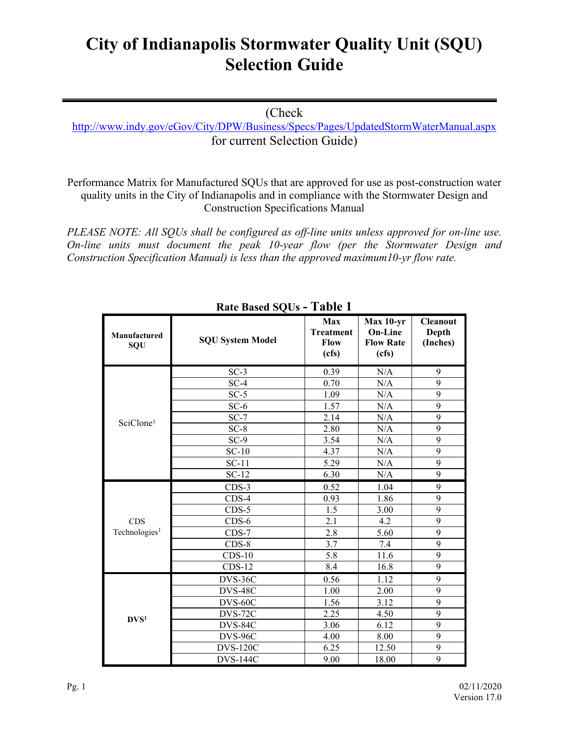# City of Indianapolis Stormwater Quality Unit (SQU) Selection Guide

(Check http://www.indy.gov/eGov/City/DPW/Business/Specs/Pages/UpdatedStormWaterManual.aspx for current Selection Guide)

Performance Matrix for Manufactured SQUs that are approved for use as post-construction water quality units in the City of Indianapolis and in compliance with the Stormwater Design and Construction Specifications Manual

*PLEASE NOTE: All SQUs shall be configured as off-line units unless approved for on-line use. On-line units must document the peak 10-year flow (per the Stormwater Design and Construction Specification Manual) is less than the approved maximum10-yr flow rate.*

**Rate Based SQUs - Table 1**

| Manufactured SQU | SQU System Model | Max Treatment Flow (cfs) | Max 10-yr On-Line Flow Rate (cfs) | Cleanout Depth (Inches) |
|---|---|---|---|---|
| SciClone[1] | SC-3 | 0.39 | N/A | 9 |
| | SC-4 | 0.70 | N/A | 9 |
| | SC-5 | 1.09 | N/A | 9 |
| | SC-6 | 1.57 | N/A | 9 |
| | SC-7 | 2.14 | N/A | 9 |
| | SC-8 | 2.80 | N/A | 9 |
| | SC-9 | 3.54 | N/A | 9 |
| | SC-10 | 4.37 | N/A | 9 |
| | SC-11 | 5.29 | N/A | 9 |
| | SC-12 | 6.30 | N/A | 9 |
| CDS Technologies[1] | CDS-3 | 0.52 | 1.04 | 9 |
| | CDS-4 | 0.93 | 1.86 | 9 |
| | CDS-5 | 1.5 | 3.00 | 9 |
| | CDS-6 | 2.1 | 4.2 | 9 |
| | CDS-7 | 2.8 | 5.60 | 9 |
| | CDS-8 | 3.7 | 7.4 | 9 |
| | CDS-10 | 5.8 | 11.6 | 9 |
| | CDS-12 | 8.4 | 16.8 | 9 |
| **DVS[1]** | DVS-36C | 0.56 | 1.12 | 9 |
| | DVS-48C | 1.00 | 2.00 | 9 |
| | DVS-60C | 1.56 | 3.12 | 9 |
| | DVS-72C | 2.25 | 4.50 | 9 |
| | DVS-84C | 3.06 | 6.12 | 9 |
| | DVS-96C | 4.00 | 8.00 | 9 |
| | DVS-120C | 6.25 | 12.50 | 9 |
| | DVS-144C | 9.00 | 18.00 | 9 |

02/11/2020
Version 17.0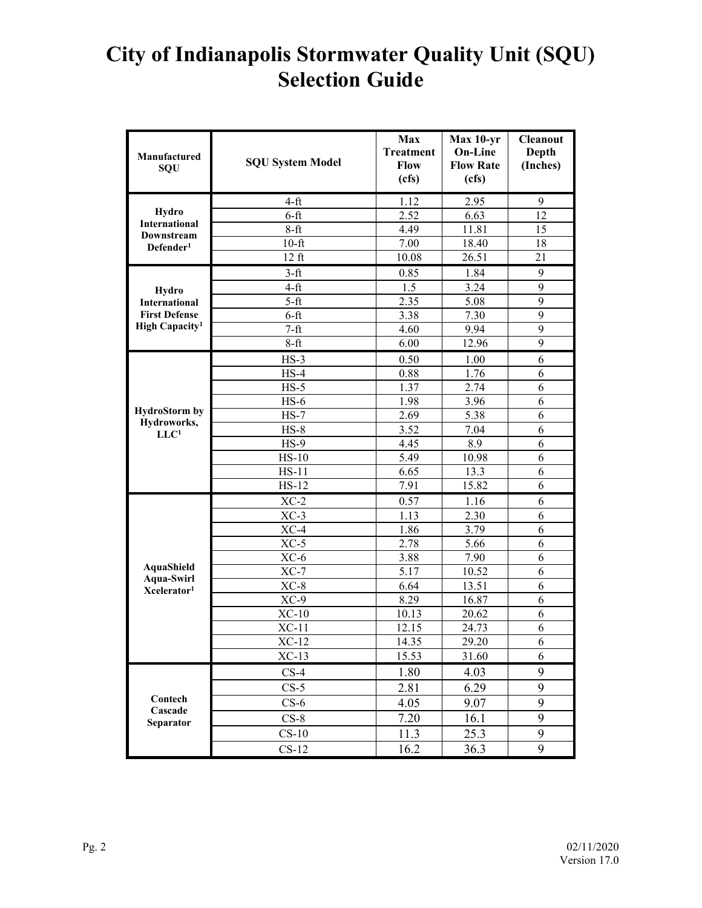# City of Indianapolis Stormwater Quality Unit (SQU) Selection Guide

| Manufactured SQU | SQU System Model | Max Treatment Flow (cfs) | Max 10-yr On-Line Flow Rate (cfs) | Cleanout Depth (Inches) |
|---|---|---|---|---|
| Hydro International Downstream Defender[1] | 4-ft | 1.12 | 2.95 | 9 |
| | 6-ft | 2.52 | 6.63 | 12 |
| | 8-ft | 4.49 | 11.81 | 15 |
| | 10-ft | 7.00 | 18.40 | 18 |
| | 12 ft | 10.08 | 26.51 | 21 |
| Hydro International First Defense High Capacity[1] | 3-ft | 0.85 | 1.84 | 9 |
| | 4-ft | 1.5 | 3.24 | 9 |
| | 5-ft | 2.35 | 5.08 | 9 |
| | 6-ft | 3.38 | 7.30 | 9 |
| | 7-ft | 4.60 | 9.94 | 9 |
| | 8-ft | 6.00 | 12.96 | 9 |
| HydroStorm by Hydroworks, LLC[1] | HS-3 | 0.50 | 1.00 | 6 |
| | HS-4 | 0.88 | 1.76 | 6 |
| | HS-5 | 1.37 | 2.74 | 6 |
| | HS-6 | 1.98 | 3.96 | 6 |
| | HS-7 | 2.69 | 5.38 | 6 |
| | HS-8 | 3.52 | 7.04 | 6 |
| | HS-9 | 4.45 | 8.9 | 6 |
| | HS-10 | 5.49 | 10.98 | 6 |
| | HS-11 | 6.65 | 13.3 | 6 |
| | HS-12 | 7.91 | 15.82 | 6 |
| AquaShield Aqua-Swirl Xcelerator[1] | XC-2 | 0.57 | 1.16 | 6 |
| | XC-3 | 1.13 | 2.30 | 6 |
| | XC-4 | 1.86 | 3.79 | 6 |
| | XC-5 | 2.78 | 5.66 | 6 |
| | XC-6 | 3.88 | 7.90 | 6 |
| | XC-7 | 5.17 | 10.52 | 6 |
| | XC-8 | 6.64 | 13.51 | 6 |
| | XC-9 | 8.29 | 16.87 | 6 |
| | XC-10 | 10.13 | 20.62 | 6 |
| | XC-11 | 12.15 | 24.73 | 6 |
| | XC-12 | 14.35 | 29.20 | 6 |
| | XC-13 | 15.53 | 31.60 | 6 |
| Contech Cascade Separator | CS-4 | 1.80 | 4.03 | 9 |
| | CS-5 | 2.81 | 6.29 | 9 |
| | CS-6 | 4.05 | 9.07 | 9 |
| | CS-8 | 7.20 | 16.1 | 9 |
| | CS-10 | 11.3 | 25.3 | 9 |
| | CS-12 | 16.2 | 36.3 | 9 |

02/11/2020
Version 17.0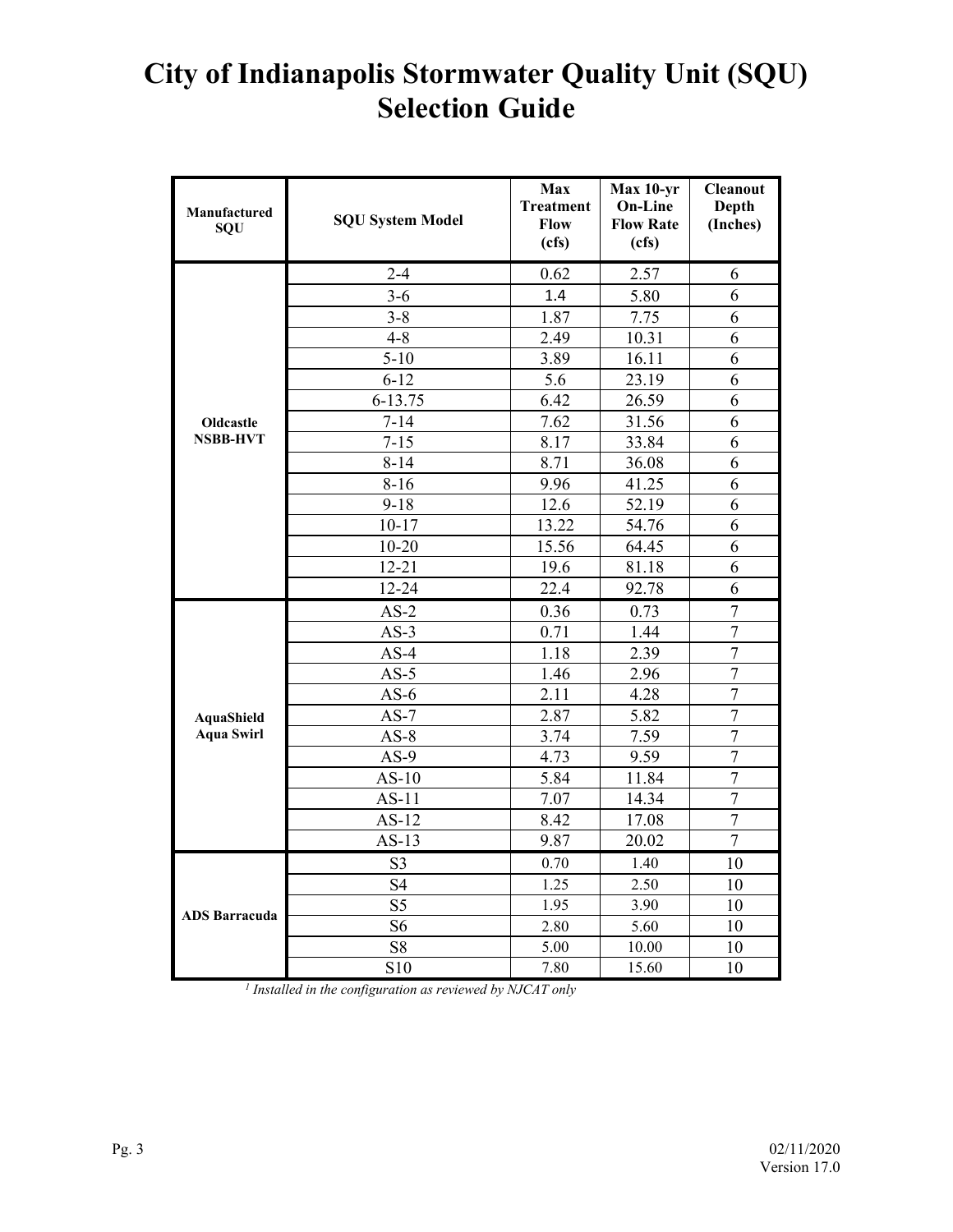# City of Indianapolis Stormwater Quality Unit (SQU) Selection Guide

| Manufactured SQU | SQU System Model | Max Treatment Flow (cfs) | Max 10-yr On-Line Flow Rate (cfs) | Cleanout Depth (Inches) |
|---|---|---|---|---|
| Oldcastle NSBB-HVT | 2-4 | 0.62 | 2.57 | 6 |
| | 3-6 | 1.4 | 5.80 | 6 |
| | 3-8 | 1.87 | 7.75 | 6 |
| | 4-8 | 2.49 | 10.31 | 6 |
| | 5-10 | 3.89 | 16.11 | 6 |
| | 6-12 | 5.6 | 23.19 | 6 |
| | 6-13.75 | 6.42 | 26.59 | 6 |
| | 7-14 | 7.62 | 31.56 | 6 |
| | 7-15 | 8.17 | 33.84 | 6 |
| | 8-14 | 8.71 | 36.08 | 6 |
| | 8-16 | 9.96 | 41.25 | 6 |
| | 9-18 | 12.6 | 52.19 | 6 |
| | 10-17 | 13.22 | 54.76 | 6 |
| | 10-20 | 15.56 | 64.45 | 6 |
| | 12-21 | 19.6 | 81.18 | 6 |
| | 12-24 | 22.4 | 92.78 | 6 |
| AquaShield Aqua Swirl | AS-2 | 0.36 | 0.73 | 7 |
| | AS-3 | 0.71 | 1.44 | 7 |
| | AS-4 | 1.18 | 2.39 | 7 |
| | AS-5 | 1.46 | 2.96 | 7 |
| | AS-6 | 2.11 | 4.28 | 7 |
| | AS-7 | 2.87 | 5.82 | 7 |
| | AS-8 | 3.74 | 7.59 | 7 |
| | AS-9 | 4.73 | 9.59 | 7 |
| | AS-10 | 5.84 | 11.84 | 7 |
| | AS-11 | 7.07 | 14.34 | 7 |
| | AS-12 | 8.42 | 17.08 | 7 |
| | AS-13 | 9.87 | 20.02 | 7 |
| ADS Barracuda | S3 | 0.70 | 1.40 | 10 |
| | S4 | 1.25 | 2.50 | 10 |
| | S5 | 1.95 | 3.90 | 10 |
| | S6 | 2.80 | 5.60 | 10 |
| | S8 | 5.00 | 10.00 | 10 |
| | S10 | 7.80 | 15.60 | 10 |

*[1] Installed in the configuration as reviewed by NJCAT only*

02/11/2020
Version 17.0